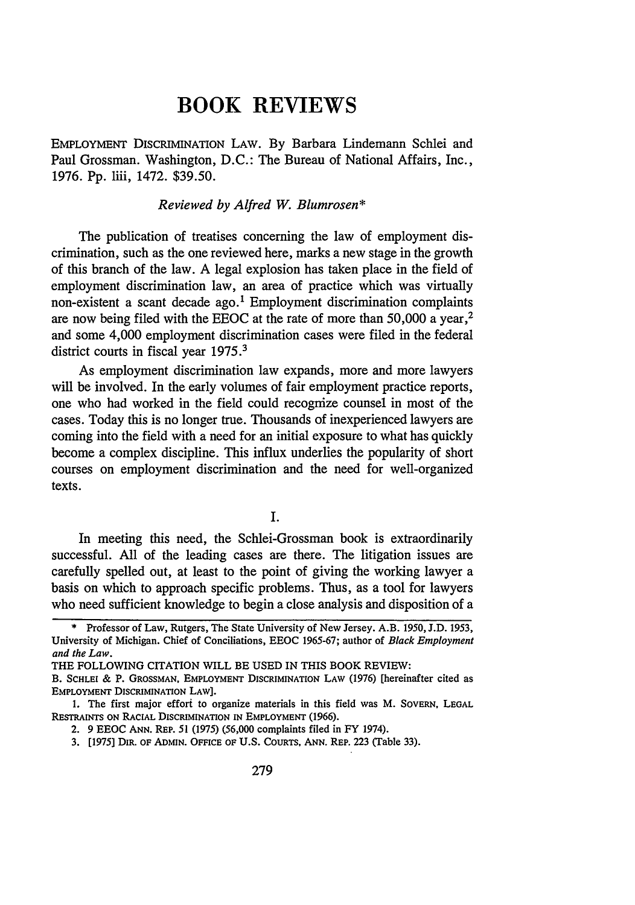# BOOK REVIEWS

EMPLOYMENT DISCRIMINATION LAW. By Barbara Lindemann Schlei and Paul Grossman. Washington, D.C.: The Bureau of National Affairs, Inc., 1976. Pp. liii, 1472. $39.50.

*Reviewed by Alfred W. Blumrosen**

The publication of treatises concerning the law of employment discrimination, such as the one reviewed here, marks a new stage in the growth of this branch of the law. A legal explosion has taken place in the field of employment discrimination law, an area of practice which was virtually non-existent a scant decade ago.[1] Employment discrimination complaints are now being filed with the EEOC at the rate of more than 50,000 a year,[2] and some 4,000 employment discrimination cases were filed in the federal district courts in fiscal year 1975.[3]

As employment discrimination law expands, more and more lawyers will be involved. In the early volumes of fair employment practice reports, one who had worked in the field could recognize counsel in most of the cases. Today this is no longer true. Thousands of inexperienced lawyers are coming into the field with a need for an initial exposure to what has quickly become a complex discipline. This influx underlies the popularity of short courses on employment discrimination and the need for well-organized texts.

I.

In meeting this need, the Schlei-Grossman book is extraordinarily successful. All of the leading cases are there. The litigation issues are carefully spelled out, at least to the point of giving the working lawyer a basis on which to approach specific problems. Thus, as a tool for lawyers who need sufficient knowledge to begin a close analysis and disposition of a

---

\* Professor of Law, Rutgers, The State University of New Jersey. A.B. 1950, J.D. 1953, University of Michigan. Chief of Conciliations, EEOC 1965-67; author of *Black Employment and the Law*.

THE FOLLOWING CITATION WILL BE USED IN THIS BOOK REVIEW:

B. SCHLEI & P. GROSSMAN, EMPLOYMENT DISCRIMINATION LAW (1976) [hereinafter cited as EMPLOYMENT DISCRIMINATION LAW].

1. The first major effort to organize materials in this field was M. SOVERN, LEGAL RESTRAINTS ON RACIAL DISCRIMINATION IN EMPLOYMENT (1966).

2. 9 EEOC ANN. REP. 51 (1975) (56,000 complaints filed in FY 1974).

3. [1975] DIR. OF ADMIN. OFFICE OF U.S. COURTS, ANN. REP. 223 (Table 33).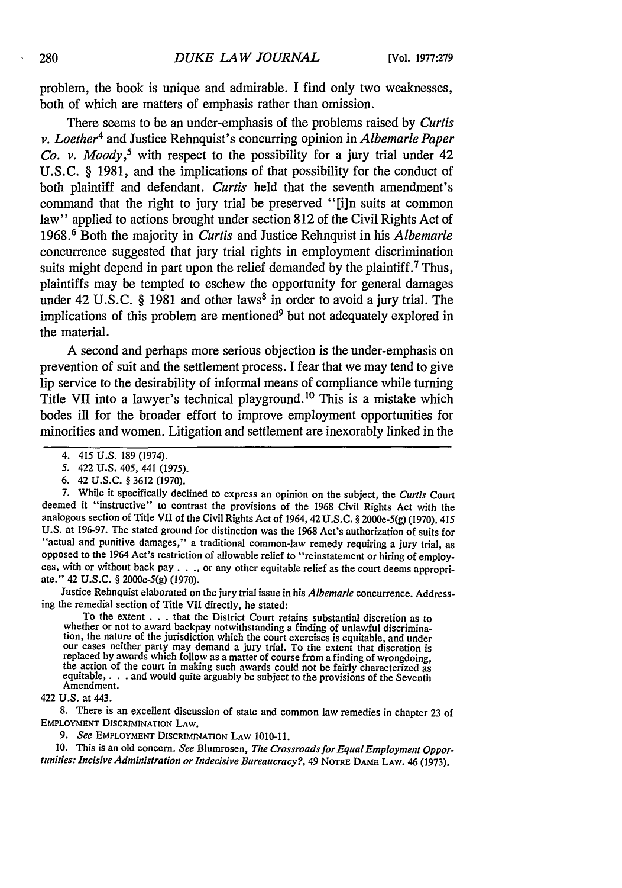problem, the book is unique and admirable. I find only two weaknesses, both of which are matters of emphasis rather than omission.

There seems to be an under-emphasis of the problems raised by *Curtis v. Loether*[4] and Justice Rehnquist's concurring opinion in *Albemarle Paper Co. v. Moody*,[5] with respect to the possibility for a jury trial under 42 U.S.C. § 1981, and the implications of that possibility for the conduct of both plaintiff and defendant. *Curtis* held that the seventh amendment's command that the right to jury trial be preserved "[i]n suits at common law" applied to actions brought under section 812 of the Civil Rights Act of 1968.[6] Both the majority in *Curtis* and Justice Rehnquist in his *Albemarle* concurrence suggested that jury trial rights in employment discrimination suits might depend in part upon the relief demanded by the plaintiff.[7] Thus, plaintiffs may be tempted to eschew the opportunity for general damages under 42 U.S.C. § 1981 and other laws[8] in order to avoid a jury trial. The implications of this problem are mentioned[9] but not adequately explored in the material.

A second and perhaps more serious objection is the under-emphasis on prevention of suit and the settlement process. I fear that we may tend to give lip service to the desirability of informal means of compliance while turning Title VII into a lawyer's technical playground.[10] This is a mistake which bodes ill for the broader effort to improve employment opportunities for minorities and women. Litigation and settlement are inexorably linked in the

---

4. 415 U.S. 189 (1974).

5. 422 U.S. 405, 441 (1975).

6. 42 U.S.C. § 3612 (1970).

7. While it specifically declined to express an opinion on the subject, the *Curtis* Court deemed it "instructive" to contrast the provisions of the 1968 Civil Rights Act with the analogous section of Title VII of the Civil Rights Act of 1964, 42 U.S.C. § 2000e-5(g) (1970). 415 U.S. at 196-97. The stated ground for distinction was the 1968 Act's authorization of suits for "actual and punitive damages," a traditional common-law remedy requiring a jury trial, as opposed to the 1964 Act's restriction of allowable relief to "reinstatement or hiring of employees, with or without back pay . . ., or any other equitable relief as the court deems appropriate." 42 U.S.C. § 2000e-5(g) (1970).

Justice Rehnquist elaborated on the jury trial issue in his *Albemarle* concurrence. Addressing the remedial section of Title VII directly, he stated:

> To the extent . . . that the District Court retains substantial discretion as to whether or not to award backpay notwithstanding a finding of unlawful discrimination, the nature of the jurisdiction which the court exercises is equitable, and under our cases neither party may demand a jury trial. To the extent that discretion is replaced by awards which follow as a matter of course from a finding of wrongdoing, the action of the court in making such awards could not be fairly characterized as equitable, . . . and would quite arguably be subject to the provisions of the Seventh Amendment.

422 U.S. at 443.

8. There is an excellent discussion of state and common law remedies in chapter 23 of EMPLOYMENT DISCRIMINATION LAW.

9. *See* EMPLOYMENT DISCRIMINATION LAW 1010-11.

10. This is an old concern. *See* Blumrosen, *The Crossroads for Equal Employment Opportunities: Incisive Administration or Indecisive Bureaucracy?*, 49 NOTRE DAME LAW. 46 (1973).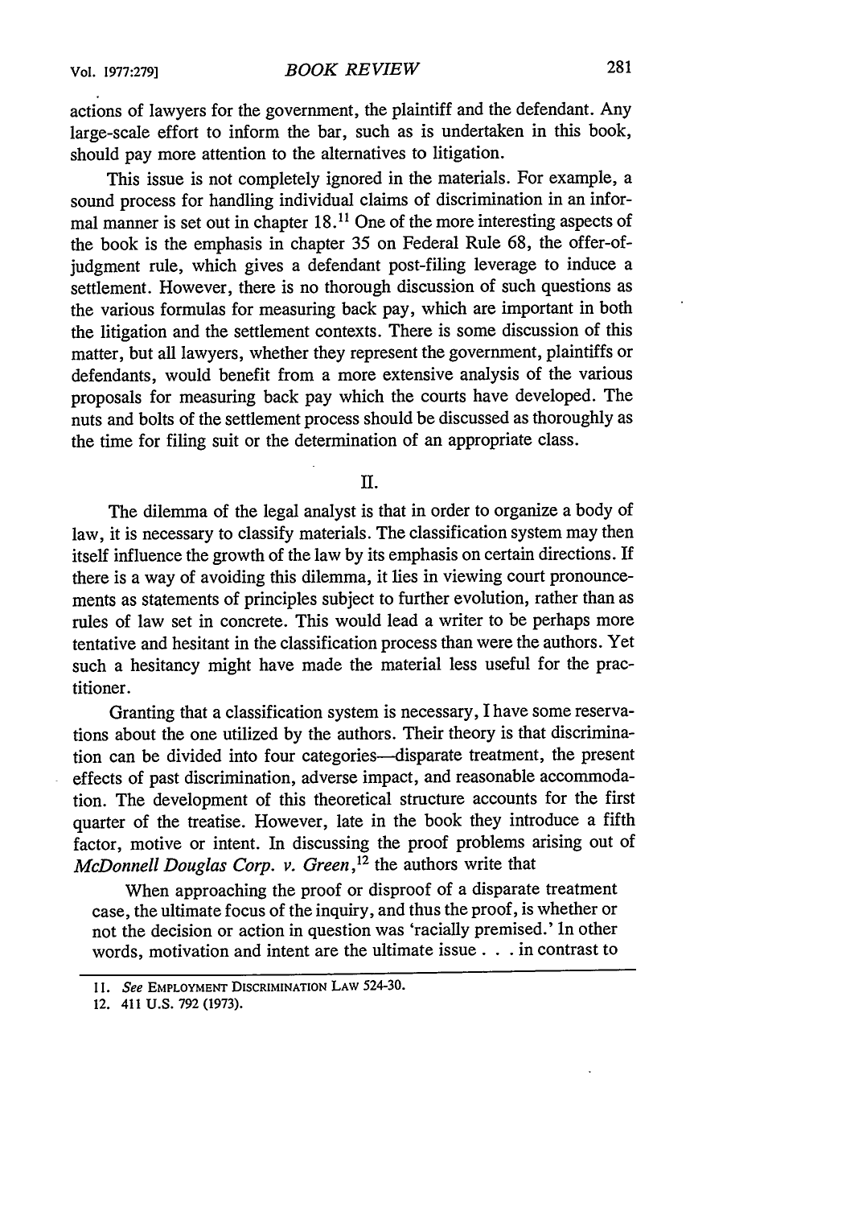actions of lawyers for the government, the plaintiff and the defendant. Any large-scale effort to inform the bar, such as is undertaken in this book, should pay more attention to the alternatives to litigation.

This issue is not completely ignored in the materials. For example, a sound process for handling individual claims of discrimination in an informal manner is set out in chapter 18.[11] One of the more interesting aspects of the book is the emphasis in chapter 35 on Federal Rule 68, the offer-of-judgment rule, which gives a defendant post-filing leverage to induce a settlement. However, there is no thorough discussion of such questions as the various formulas for measuring back pay, which are important in both the litigation and the settlement contexts. There is some discussion of this matter, but all lawyers, whether they represent the government, plaintiffs or defendants, would benefit from a more extensive analysis of the various proposals for measuring back pay which the courts have developed. The nuts and bolts of the settlement process should be discussed as thoroughly as the time for filing suit or the determination of an appropriate class.

## II.

The dilemma of the legal analyst is that in order to organize a body of law, it is necessary to classify materials. The classification system may then itself influence the growth of the law by its emphasis on certain directions. If there is a way of avoiding this dilemma, it lies in viewing court pronouncements as statements of principles subject to further evolution, rather than as rules of law set in concrete. This would lead a writer to be perhaps more tentative and hesitant in the classification process than were the authors. Yet such a hesitancy might have made the material less useful for the practitioner.

Granting that a classification system is necessary, I have some reservations about the one utilized by the authors. Their theory is that discrimination can be divided into four categories—disparate treatment, the present effects of past discrimination, adverse impact, and reasonable accommodation. The development of this theoretical structure accounts for the first quarter of the treatise. However, late in the book they introduce a fifth factor, motive or intent. In discussing the proof problems arising out of *McDonnell Douglas Corp. v. Green*,[12] the authors write that

> When approaching the proof or disproof of a disparate treatment case, the ultimate focus of the inquiry, and thus the proof, is whether or not the decision or action in question was 'racially premised.' In other words, motivation and intent are the ultimate issue . . . in contrast to

---

11. *See* EMPLOYMENT DISCRIMINATION LAW 524-30.

12. 411 U.S. 792 (1973).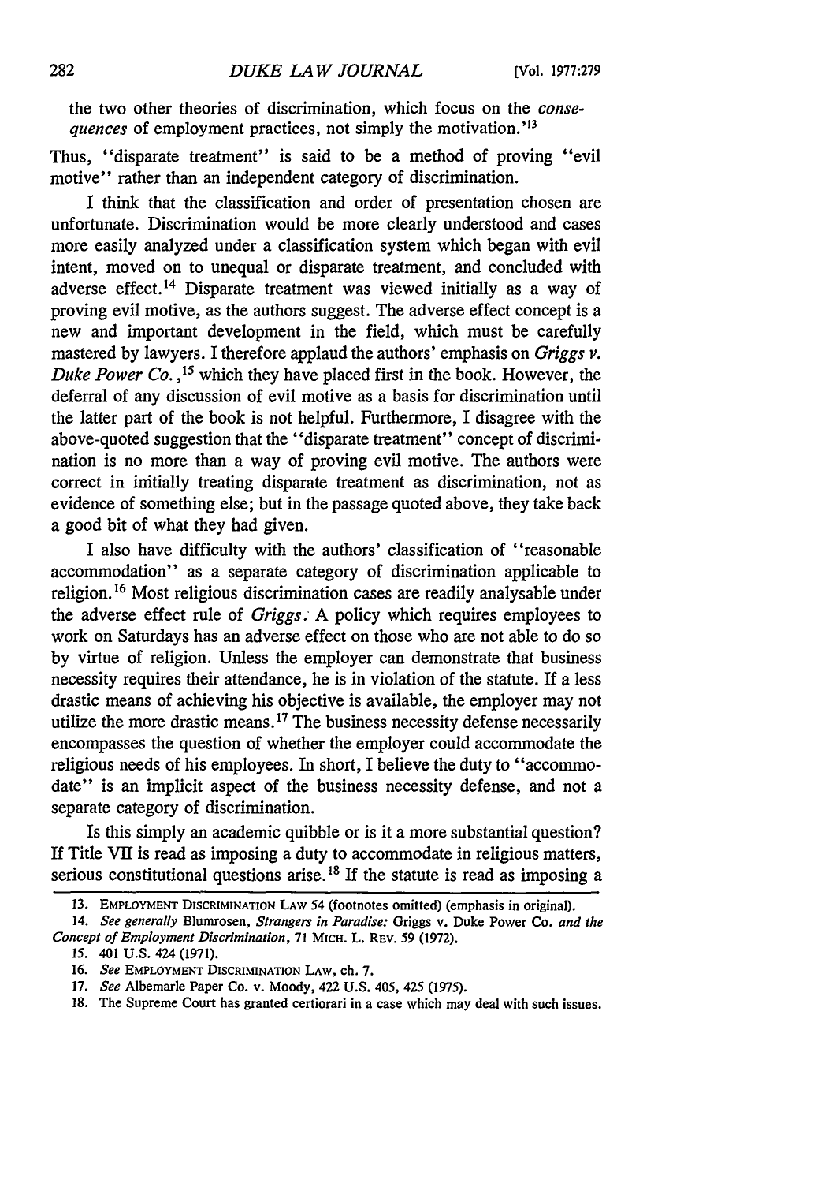the two other theories of discrimination, which focus on the *consequences* of employment practices, not simply the motivation.'[13]

Thus, "disparate treatment" is said to be a method of proving "evil motive" rather than an independent category of discrimination.

I think that the classification and order of presentation chosen are unfortunate. Discrimination would be more clearly understood and cases more easily analyzed under a classification system which began with evil intent, moved on to unequal or disparate treatment, and concluded with adverse effect.[14] Disparate treatment was viewed initially as a way of proving evil motive, as the authors suggest. The adverse effect concept is a new and important development in the field, which must be carefully mastered by lawyers. I therefore applaud the authors' emphasis on *Griggs v. Duke Power Co.*,[15] which they have placed first in the book. However, the deferral of any discussion of evil motive as a basis for discrimination until the latter part of the book is not helpful. Furthermore, I disagree with the above-quoted suggestion that the "disparate treatment" concept of discrimination is no more than a way of proving evil motive. The authors were correct in initially treating disparate treatment as discrimination, not as evidence of something else; but in the passage quoted above, they take back a good bit of what they had given.

I also have difficulty with the authors' classification of "reasonable accommodation" as a separate category of discrimination applicable to religion.[16] Most religious discrimination cases are readily analysable under the adverse effect rule of *Griggs*. A policy which requires employees to work on Saturdays has an adverse effect on those who are not able to do so by virtue of religion. Unless the employer can demonstrate that business necessity requires their attendance, he is in violation of the statute. If a less drastic means of achieving his objective is available, the employer may not utilize the more drastic means.[17] The business necessity defense necessarily encompasses the question of whether the employer could accommodate the religious needs of his employees. In short, I believe the duty to "accommodate" is an implicit aspect of the business necessity defense, and not a separate category of discrimination.

Is this simply an academic quibble or is it a more substantial question? If Title VII is read as imposing a duty to accommodate in religious matters, serious constitutional questions arise.[18] If the statute is read as imposing a

---

13. EMPLOYMENT DISCRIMINATION LAW 54 (footnotes omitted) (emphasis in original).

14. *See generally* Blumrosen, *Strangers in Paradise:* Griggs v. Duke Power Co. *and the Concept of Employment Discrimination*, 71 MICH. L. REV. 59 (1972).

15. 401 U.S. 424 (1971).

16. *See* EMPLOYMENT DISCRIMINATION LAW, ch. 7.

17. *See* Albemarle Paper Co. v. Moody, 422 U.S. 405, 425 (1975).

18. The Supreme Court has granted certiorari in a case which may deal with such issues.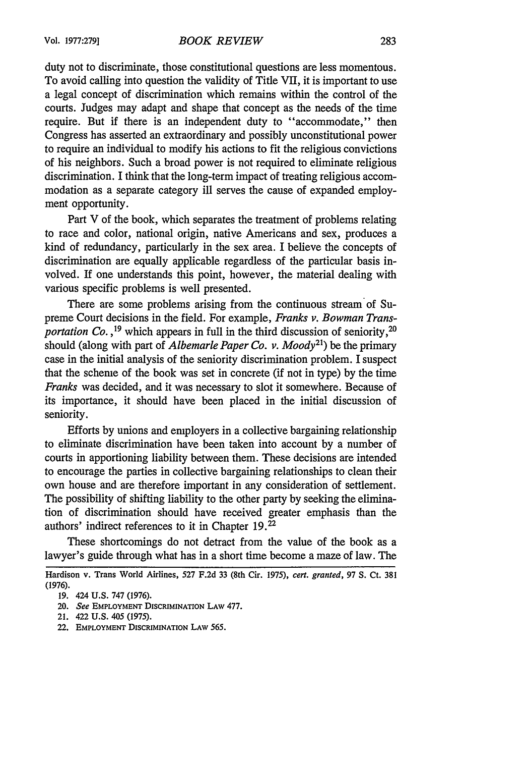duty not to discriminate, those constitutional questions are less momentous. To avoid calling into question the validity of Title VII, it is important to use a legal concept of discrimination which remains within the control of the courts. Judges may adapt and shape that concept as the needs of the time require. But if there is an independent duty to "accommodate," then Congress has asserted an extraordinary and possibly unconstitutional power to require an individual to modify his actions to fit the religious convictions of his neighbors. Such a broad power is not required to eliminate religious discrimination. I think that the long-term impact of treating religious accommodation as a separate category ill serves the cause of expanded employment opportunity.

Part V of the book, which separates the treatment of problems relating to race and color, national origin, native Americans and sex, produces a kind of redundancy, particularly in the sex area. I believe the concepts of discrimination are equally applicable regardless of the particular basis involved. If one understands this point, however, the material dealing with various specific problems is well presented.

There are some problems arising from the continuous stream of Supreme Court decisions in the field. For example, *Franks v. Bowman Transportation Co.*,[19] which appears in full in the third discussion of seniority,[20] should (along with part of *Albemarle Paper Co. v. Moody*[21]) be the primary case in the initial analysis of the seniority discrimination problem. I suspect that the scheme of the book was set in concrete (if not in type) by the time *Franks* was decided, and it was necessary to slot it somewhere. Because of its importance, it should have been placed in the initial discussion of seniority.

Efforts by unions and employers in a collective bargaining relationship to eliminate discrimination have been taken into account by a number of courts in apportioning liability between them. These decisions are intended to encourage the parties in collective bargaining relationships to clean their own house and are therefore important in any consideration of settlement. The possibility of shifting liability to the other party by seeking the elimination of discrimination should have received greater emphasis than the authors' indirect references to it in Chapter 19.[22]

These shortcomings do not detract from the value of the book as a lawyer's guide through what has in a short time become a maze of law. The

---

Hardison v. Trans World Airlines, 527 F.2d 33 (8th Cir. 1975), *cert. granted*, 97 S. Ct. 381 (1976).

19. 424 U.S. 747 (1976).

20. *See* EMPLOYMENT DISCRIMINATION LAW 477.

21. 422 U.S. 405 (1975).

22. EMPLOYMENT DISCRIMINATION LAW 565.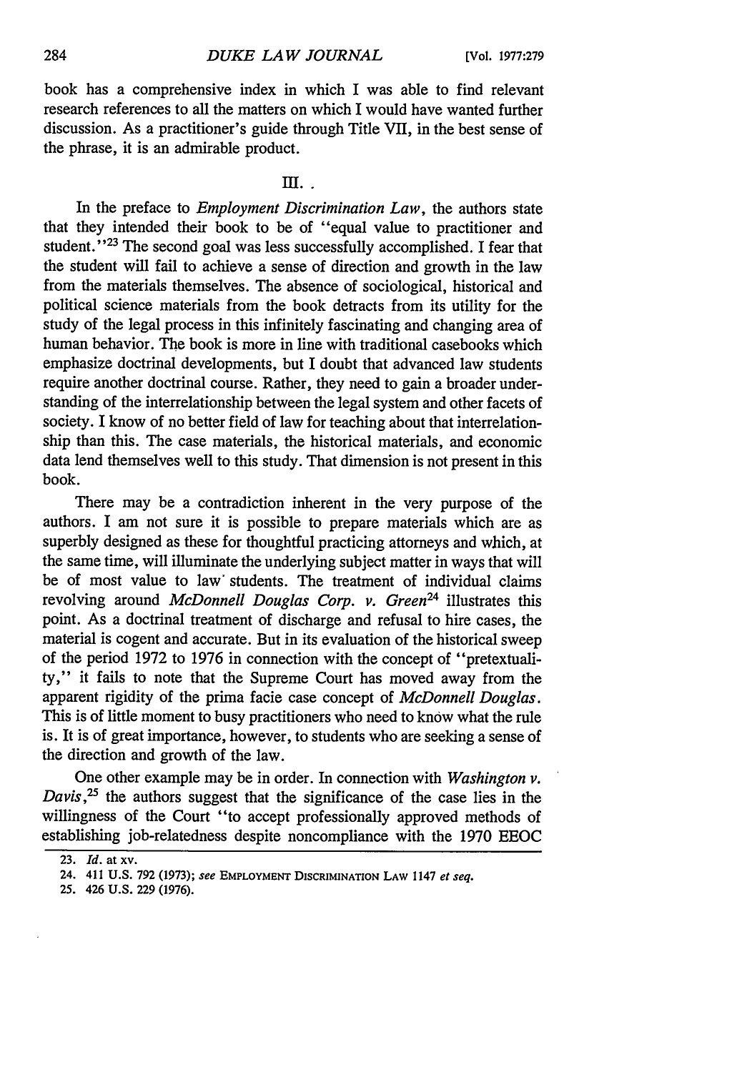book has a comprehensive index in which I was able to find relevant research references to all the matters on which I would have wanted further discussion. As a practitioner's guide through Title VII, in the best sense of the phrase, it is an admirable product.

## III.

In the preface to *Employment Discrimination Law*, the authors state that they intended their book to be of "equal value to practitioner and student."[23] The second goal was less successfully accomplished. I fear that the student will fail to achieve a sense of direction and growth in the law from the materials themselves. The absence of sociological, historical and political science materials from the book detracts from its utility for the study of the legal process in this infinitely fascinating and changing area of human behavior. The book is more in line with traditional casebooks which emphasize doctrinal developments, but I doubt that advanced law students require another doctrinal course. Rather, they need to gain a broader understanding of the interrelationship between the legal system and other facets of society. I know of no better field of law for teaching about that interrelationship than this. The case materials, the historical materials, and economic data lend themselves well to this study. That dimension is not present in this book.

There may be a contradiction inherent in the very purpose of the authors. I am not sure it is possible to prepare materials which are as superbly designed as these for thoughtful practicing attorneys and which, at the same time, will illuminate the underlying subject matter in ways that will be of most value to law students. The treatment of individual claims revolving around *McDonnell Douglas Corp. v. Green*[24] illustrates this point. As a doctrinal treatment of discharge and refusal to hire cases, the material is cogent and accurate. But in its evaluation of the historical sweep of the period 1972 to 1976 in connection with the concept of "pretextuality," it fails to note that the Supreme Court has moved away from the apparent rigidity of the prima facie case concept of *McDonnell Douglas*. This is of little moment to busy practitioners who need to know what the rule is. It is of great importance, however, to students who are seeking a sense of the direction and growth of the law.

One other example may be in order. In connection with *Washington v. Davis*,[25] the authors suggest that the significance of the case lies in the willingness of the Court "to accept professionally approved methods of establishing job-relatedness despite noncompliance with the 1970 EEOC

---

23. *Id.* at xv.

24. 411 U.S. 792 (1973); *see* EMPLOYMENT DISCRIMINATION LAW 1147 *et seq.*

25. 426 U.S. 229 (1976).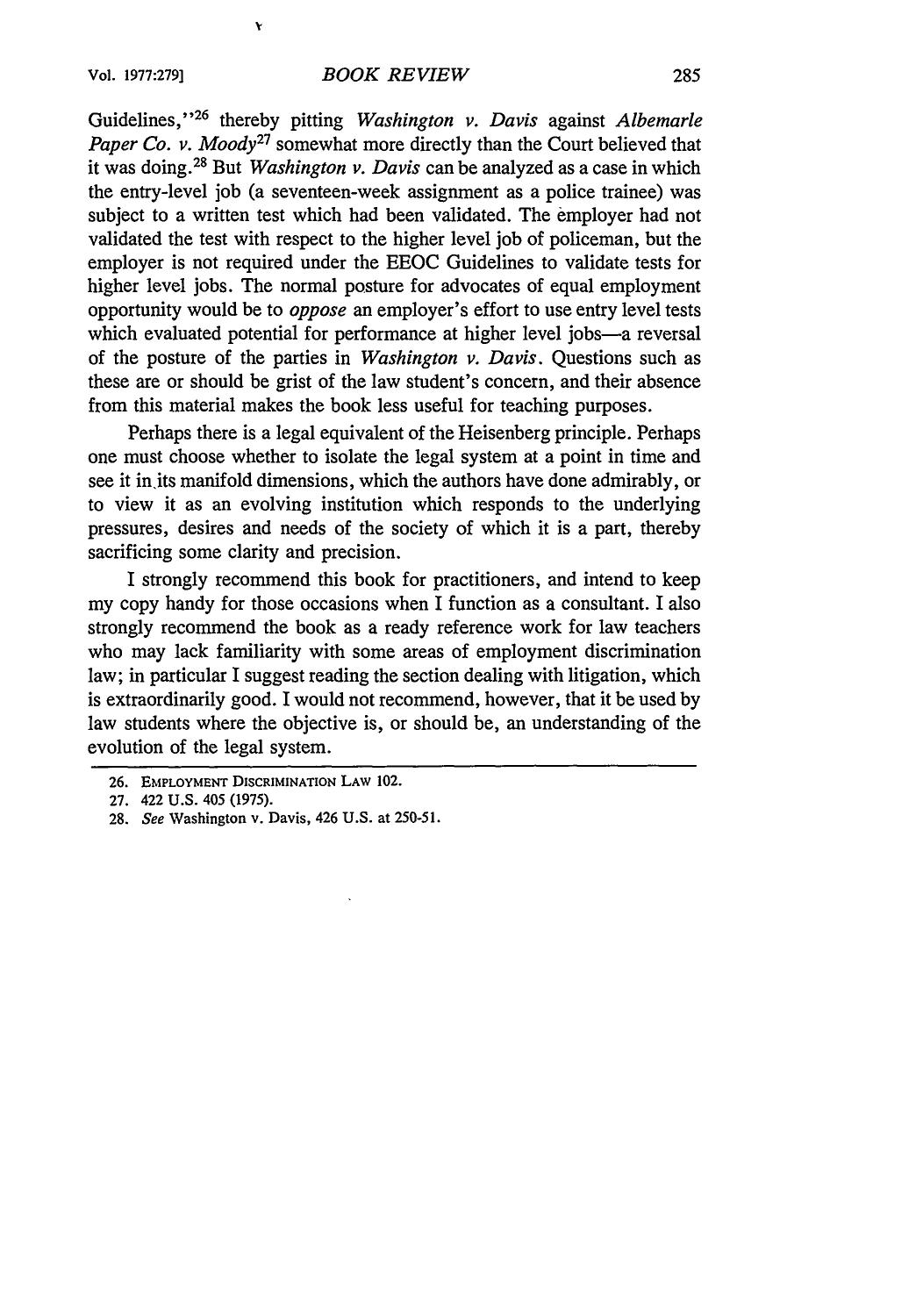Guidelines,"[26] thereby pitting *Washington v. Davis* against *Albemarle Paper Co. v. Moody*[27] somewhat more directly than the Court believed that it was doing.[28] But *Washington v. Davis* can be analyzed as a case in which the entry-level job (a seventeen-week assignment as a police trainee) was subject to a written test which had been validated. The employer had not validated the test with respect to the higher level job of policeman, but the employer is not required under the EEOC Guidelines to validate tests for higher level jobs. The normal posture for advocates of equal employment opportunity would be to *oppose* an employer's effort to use entry level tests which evaluated potential for performance at higher level jobs—a reversal of the posture of the parties in *Washington v. Davis*. Questions such as these are or should be grist of the law student's concern, and their absence from this material makes the book less useful for teaching purposes.

Perhaps there is a legal equivalent of the Heisenberg principle. Perhaps one must choose whether to isolate the legal system at a point in time and see it in its manifold dimensions, which the authors have done admirably, or to view it as an evolving institution which responds to the underlying pressures, desires and needs of the society of which it is a part, thereby sacrificing some clarity and precision.

I strongly recommend this book for practitioners, and intend to keep my copy handy for those occasions when I function as a consultant. I also strongly recommend the book as a ready reference work for law teachers who may lack familiarity with some areas of employment discrimination law; in particular I suggest reading the section dealing with litigation, which is extraordinarily good. I would not recommend, however, that it be used by law students where the objective is, or should be, an understanding of the evolution of the legal system.

---

26. EMPLOYMENT DISCRIMINATION LAW 102.
27. 422 U.S. 405 (1975).
28. *See* Washington v. Davis, 426 U.S. at 250-51.